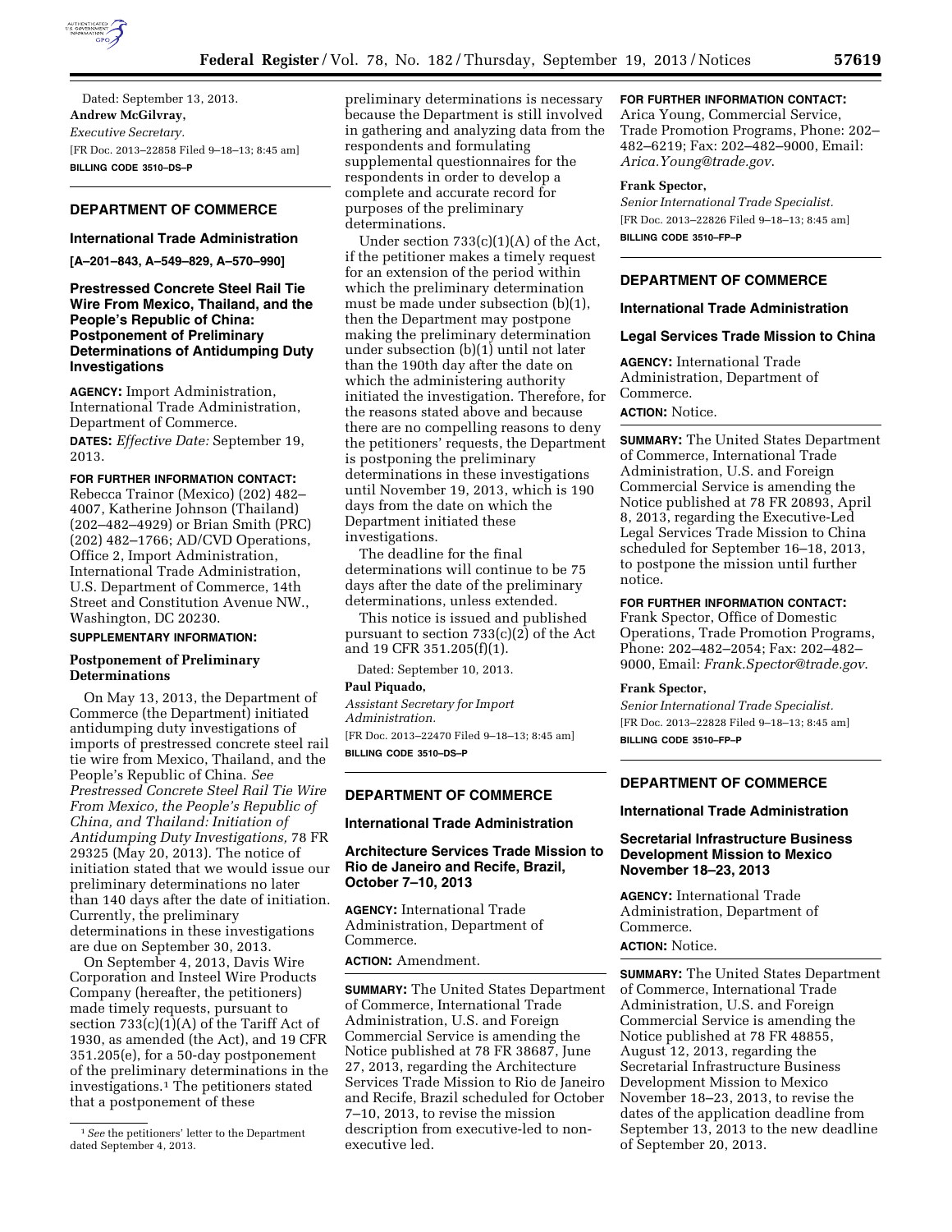Dated: September 13, 2013.

**Andrew McGilvray,**

*Executive Secretary.*

[FR Doc. 2013–22858 Filed 9–18–13; 8:45 am]

**BILLING CODE 3510–DS–P**

## DEPARTMENT OF COMMERCE

### International Trade Administration

**[A–201–843, A–549–829, A–570–990]**

### Prestressed Concrete Steel Rail Tie Wire From Mexico, Thailand, and the People's Republic of China: Postponement of Preliminary Determinations of Antidumping Duty Investigations

**AGENCY:** Import Administration, International Trade Administration, Department of Commerce.

**DATES:** *Effective Date:* September 19, 2013.

**FOR FURTHER INFORMATION CONTACT:** Rebecca Trainor (Mexico) (202) 482–4007, Katherine Johnson (Thailand) (202–482–4929) or Brian Smith (PRC) (202) 482–1766; AD/CVD Operations, Office 2, Import Administration, International Trade Administration, U.S. Department of Commerce, 14th Street and Constitution Avenue NW., Washington, DC 20230.

**SUPPLEMENTARY INFORMATION:**

#### Postponement of Preliminary Determinations

On May 13, 2013, the Department of Commerce (the Department) initiated antidumping duty investigations of imports of prestressed concrete steel rail tie wire from Mexico, Thailand, and the People's Republic of China. *See Prestressed Concrete Steel Rail Tie Wire From Mexico, the People's Republic of China, and Thailand: Initiation of Antidumping Duty Investigations,* 78 FR 29325 (May 20, 2013). The notice of initiation stated that we would issue our preliminary determinations no later than 140 days after the date of initiation. Currently, the preliminary determinations in these investigations are due on September 30, 2013.

On September 4, 2013, Davis Wire Corporation and Insteel Wire Products Company (hereafter, the petitioners) made timely requests, pursuant to section 733(c)(1)(A) of the Tariff Act of 1930, as amended (the Act), and 19 CFR 351.205(e), for a 50-day postponement of the preliminary determinations in the investigations.[1] The petitioners stated that a postponement of these preliminary determinations is necessary because the Department is still involved in gathering and analyzing data from the respondents and formulating supplemental questionnaires for the respondents in order to develop a complete and accurate record for purposes of the preliminary determinations.

Under section 733(c)(1)(A) of the Act, if the petitioner makes a timely request for an extension of the period within which the preliminary determination must be made under subsection (b)(1), then the Department may postpone making the preliminary determination under subsection (b)(1) until not later than the 190th day after the date on which the administering authority initiated the investigation. Therefore, for the reasons stated above and because there are no compelling reasons to deny the petitioners' requests, the Department is postponing the preliminary determinations in these investigations until November 19, 2013, which is 190 days from the date on which the Department initiated these investigations.

The deadline for the final determinations will continue to be 75 days after the date of the preliminary determinations, unless extended.

This notice is issued and published pursuant to section 733(c)(2) of the Act and 19 CFR 351.205(f)(1).

Dated: September 10, 2013.

**Paul Piquado,**

*Assistant Secretary for Import Administration.*

[FR Doc. 2013–22470 Filed 9–18–13; 8:45 am]

**BILLING CODE 3510–DS–P**

[1] *See* the petitioners' letter to the Department dated September 4, 2013.

## DEPARTMENT OF COMMERCE

### International Trade Administration

### Architecture Services Trade Mission to Rio de Janeiro and Recife, Brazil, October 7–10, 2013

**AGENCY:** International Trade Administration, Department of Commerce.

**ACTION:** Amendment.

**SUMMARY:** The United States Department of Commerce, International Trade Administration, U.S. and Foreign Commercial Service is amending the Notice published at 78 FR 38687, June 27, 2013, regarding the Architecture Services Trade Mission to Rio de Janeiro and Recife, Brazil scheduled for October 7–10, 2013, to revise the mission description from executive-led to non-executive led.

**FOR FURTHER INFORMATION CONTACT:** Arica Young, Commercial Service, Trade Promotion Programs, Phone: 202–482–6219; Fax: 202–482–9000, Email: *Arica.Young@trade.gov*.

**Frank Spector,**

*Senior International Trade Specialist.*

[FR Doc. 2013–22826 Filed 9–18–13; 8:45 am]

**BILLING CODE 3510–FP–P**

## DEPARTMENT OF COMMERCE

### International Trade Administration

### Legal Services Trade Mission to China

**AGENCY:** International Trade Administration, Department of Commerce.

**ACTION:** Notice.

**SUMMARY:** The United States Department of Commerce, International Trade Administration, U.S. and Foreign Commercial Service is amending the Notice published at 78 FR 20893, April 8, 2013, regarding the Executive-Led Legal Services Trade Mission to China scheduled for September 16–18, 2013, to postpone the mission until further notice.

**FOR FURTHER INFORMATION CONTACT:** Frank Spector, Office of Domestic Operations, Trade Promotion Programs, Phone: 202–482–2054; Fax: 202–482–9000, Email: *Frank.Spector@trade.gov*.

**Frank Spector,**

*Senior International Trade Specialist.*

[FR Doc. 2013–22828 Filed 9–18–13; 8:45 am]

**BILLING CODE 3510–FP–P**

## DEPARTMENT OF COMMERCE

### International Trade Administration

### Secretarial Infrastructure Business Development Mission to Mexico November 18–23, 2013

**AGENCY:** International Trade Administration, Department of Commerce.

**ACTION:** Notice.

**SUMMARY:** The United States Department of Commerce, International Trade Administration, U.S. and Foreign Commercial Service is amending the Notice published at 78 FR 48855, August 12, 2013, regarding the Secretarial Infrastructure Business Development Mission to Mexico November 18–23, 2013, to revise the dates of the application deadline from September 13, 2013 to the new deadline of September 20, 2013.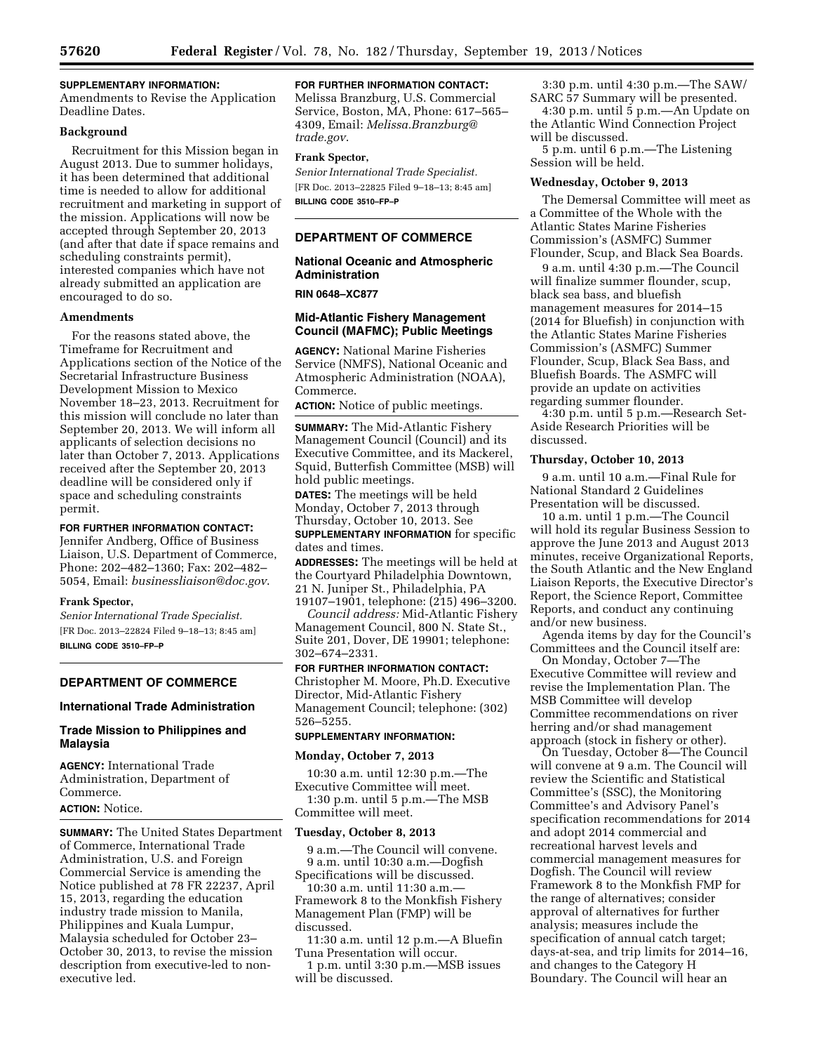**SUPPLEMENTARY INFORMATION:** Amendments to Revise the Application Deadline Dates.

### Background

Recruitment for this Mission began in August 2013. Due to summer holidays, it has been determined that additional time is needed to allow for additional recruitment and marketing in support of the mission. Applications will now be accepted through September 20, 2013 (and after that date if space remains and scheduling constraints permit), interested companies which have not already submitted an application are encouraged to do so.

### Amendments

For the reasons stated above, the Timeframe for Recruitment and Applications section of the Notice of the Secretarial Infrastructure Business Development Mission to Mexico November 18–23, 2013. Recruitment for this mission will conclude no later than September 20, 2013. We will inform all applicants of selection decisions no later than October 7, 2013. Applications received after the September 20, 2013 deadline will be considered only if space and scheduling constraints permit.

**FOR FURTHER INFORMATION CONTACT:** Jennifer Andberg, Office of Business Liaison, U.S. Department of Commerce, Phone: 202–482–1360; Fax: 202–482–5054, Email: *businessliaison@doc.gov*.

**Frank Spector,**

*Senior International Trade Specialist.*

[FR Doc. 2013–22824 Filed 9–18–13; 8:45 am]

**BILLING CODE 3510–FP–P**

---

## DEPARTMENT OF COMMERCE

### International Trade Administration

### Trade Mission to Philippines and Malaysia

**AGENCY:** International Trade Administration, Department of Commerce.

**ACTION:** Notice.

**SUMMARY:** The United States Department of Commerce, International Trade Administration, U.S. and Foreign Commercial Service is amending the Notice published at 78 FR 22237, April 15, 2013, regarding the education industry trade mission to Manila, Philippines and Kuala Lumpur, Malaysia scheduled for October 23–October 30, 2013, to revise the mission description from executive-led to non-executive led.

**FOR FURTHER INFORMATION CONTACT:** Melissa Branzburg, U.S. Commercial Service, Boston, MA, Phone: 617–565–4309, Email: *Melissa.Branzburg@trade.gov*.

**Frank Spector,**

*Senior International Trade Specialist.*

[FR Doc. 2013–22825 Filed 9–18–13; 8:45 am]

**BILLING CODE 3510–FP–P**

---

## DEPARTMENT OF COMMERCE

### National Oceanic and Atmospheric Administration

**RIN 0648–XC877**

### Mid-Atlantic Fishery Management Council (MAFMC); Public Meetings

**AGENCY:** National Marine Fisheries Service (NMFS), National Oceanic and Atmospheric Administration (NOAA), Commerce.

**ACTION:** Notice of public meetings.

**SUMMARY:** The Mid-Atlantic Fishery Management Council (Council) and its Executive Committee, and its Mackerel, Squid, Butterfish Committee (MSB) will hold public meetings.

**DATES:** The meetings will be held Monday, October 7, 2013 through Thursday, October 10, 2013. See **SUPPLEMENTARY INFORMATION** for specific dates and times.

**ADDRESSES:** The meetings will be held at the Courtyard Philadelphia Downtown, 21 N. Juniper St., Philadelphia, PA 19107–1901, telephone: (215) 496–3200.

*Council address:* Mid-Atlantic Fishery Management Council, 800 N. State St., Suite 201, Dover, DE 19901; telephone: 302–674–2331.

**FOR FURTHER INFORMATION CONTACT:** Christopher M. Moore, Ph.D. Executive Director, Mid-Atlantic Fishery Management Council; telephone: (302) 526–5255.

**SUPPLEMENTARY INFORMATION:**

**Monday, October 7, 2013**

10:30 a.m. until 12:30 p.m.—The Executive Committee will meet.

1:30 p.m. until 5 p.m.—The MSB Committee will meet.

**Tuesday, October 8, 2013**

9 a.m.—The Council will convene.

9 a.m. until 10:30 a.m.—Dogfish Specifications will be discussed.

10:30 a.m. until 11:30 a.m.—Framework 8 to the Monkfish Fishery Management Plan (FMP) will be discussed.

11:30 a.m. until 12 p.m.—A Bluefin Tuna Presentation will occur.

1 p.m. until 3:30 p.m.—MSB issues will be discussed.

3:30 p.m. until 4:30 p.m.—The SAW/SARC 57 Summary will be presented.

4:30 p.m. until 5 p.m.—An Update on the Atlantic Wind Connection Project will be discussed.

5 p.m. until 6 p.m.—The Listening Session will be held.

**Wednesday, October 9, 2013**

The Demersal Committee will meet as a Committee of the Whole with the Atlantic States Marine Fisheries Commission's (ASMFC) Summer Flounder, Scup, and Black Sea Boards.

9 a.m. until 4:30 p.m.—The Council will finalize summer flounder, scup, black sea bass, and bluefish management measures for 2014–15 (2014 for Bluefish) in conjunction with the Atlantic States Marine Fisheries Commission's (ASMFC) Summer Flounder, Scup, Black Sea Bass, and Bluefish Boards. The ASMFC will provide an update on activities regarding summer flounder.

4:30 p.m. until 5 p.m.—Research Set-Aside Research Priorities will be discussed.

**Thursday, October 10, 2013**

9 a.m. until 10 a.m.—Final Rule for National Standard 2 Guidelines Presentation will be discussed.

10 a.m. until 1 p.m.—The Council will hold its regular Business Session to approve the June 2013 and August 2013 minutes, receive Organizational Reports, the South Atlantic and the New England Liaison Reports, the Executive Director's Report, the Science Report, Committee Reports, and conduct any continuing and/or new business.

Agenda items by day for the Council's Committees and the Council itself are:

On Monday, October 7—The Executive Committee will review and revise the Implementation Plan. The MSB Committee will develop Committee recommendations on river herring and/or shad management approach (stock in fishery or other).

On Tuesday, October 8—The Council will convene at 9 a.m. The Council will review the Scientific and Statistical Committee's (SSC), the Monitoring Committee's and Advisory Panel's specification recommendations for 2014 and adopt 2014 commercial and recreational harvest levels and commercial management measures for Dogfish. The Council will review Framework 8 to the Monkfish FMP for the range of alternatives; consider approval of alternatives for further analysis; measures include the specification of annual catch target; days-at-sea, and trip limits for 2014–16, and changes to the Category H Boundary. The Council will hear an